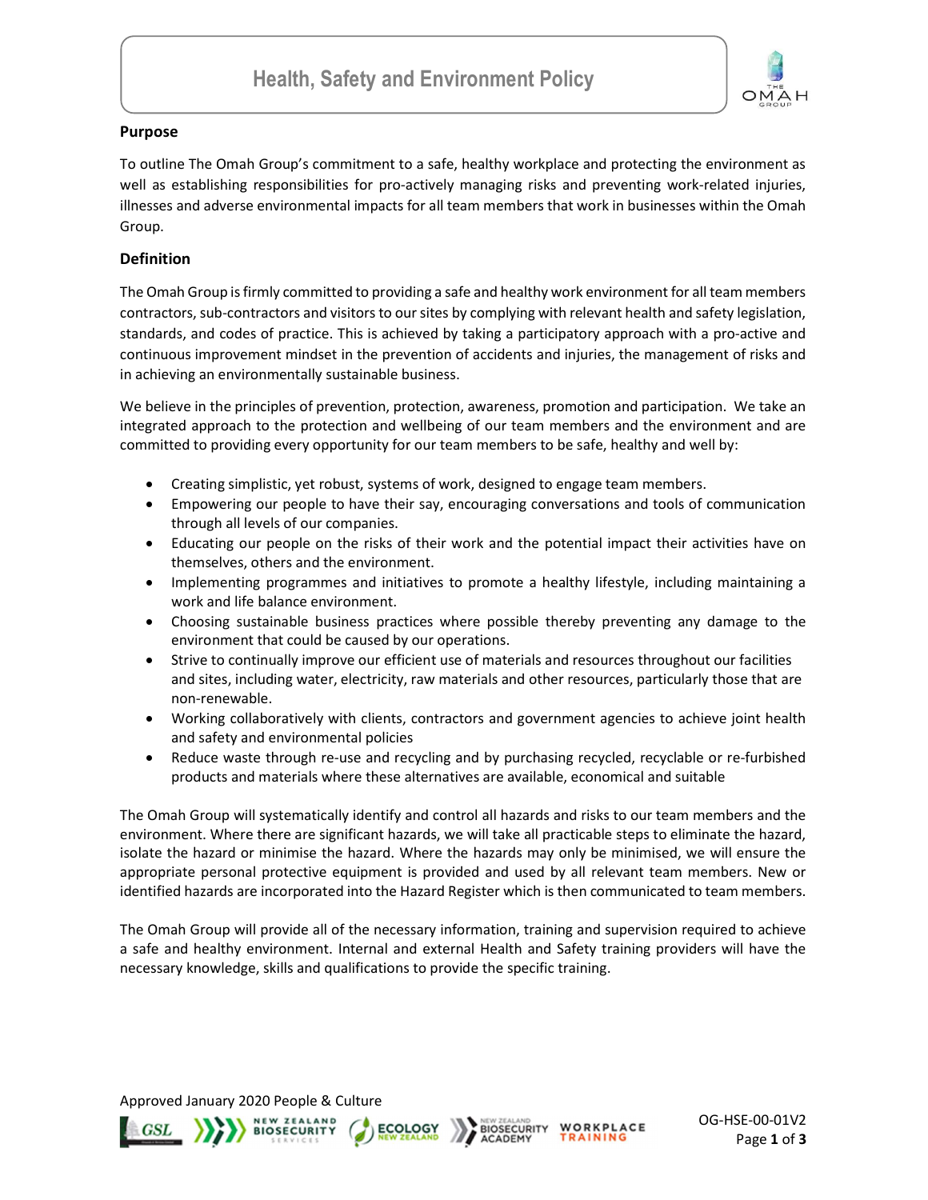# Health, Safety and Environment Policy

## Purpose

To outline The Omah Group's commitment to a safe, healthy workplace and protecting the environment as well as establishing responsibilities for pro-actively managing risks and preventing work-related injuries, illnesses and adverse environmental impacts for all team members that work in businesses within the Omah Group.

## Definition

The Omah Group is firmly committed to providing a safe and healthy work environment for all team members contractors, sub-contractors and visitors to our sites by complying with relevant health and safety legislation, standards, and codes of practice. This is achieved by taking a participatory approach with a pro-active and continuous improvement mindset in the prevention of accidents and injuries, the management of risks and in achieving an environmentally sustainable business.

We believe in the principles of prevention, protection, awareness, promotion and participation. We take an integrated approach to the protection and wellbeing of our team members and the environment and are committed to providing every opportunity for our team members to be safe, healthy and well by:

- Creating simplistic, yet robust, systems of work, designed to engage team members.
- Empowering our people to have their say, encouraging conversations and tools of communication through all levels of our companies.
- Educating our people on the risks of their work and the potential impact their activities have on themselves, others and the environment.
- Implementing programmes and initiatives to promote a healthy lifestyle, including maintaining a work and life balance environment.
- Choosing sustainable business practices where possible thereby preventing any damage to the environment that could be caused by our operations.
- Strive to continually improve our efficient use of materials and resources throughout our facilities and sites, including water, electricity, raw materials and other resources, particularly those that are non-renewable.
- Working collaboratively with clients, contractors and government agencies to achieve joint health and safety and environmental policies
- Reduce waste through re-use and recycling and by purchasing recycled, recyclable or re-furbished products and materials where these alternatives are available, economical and suitable

The Omah Group will systematically identify and control all hazards and risks to our team members and the environment. Where there are significant hazards, we will take all practicable steps to eliminate the hazard, isolate the hazard or minimise the hazard. Where the hazards may only be minimised, we will ensure the appropriate personal protective equipment is provided and used by all relevant team members. New or identified hazards are incorporated into the Hazard Register which is then communicated to team members.

The Omah Group will provide all of the necessary information, training and supervision required to achieve a safe and healthy environment. Internal and external Health and Safety training providers will have the necessary knowledge, skills and qualifications to provide the specific training.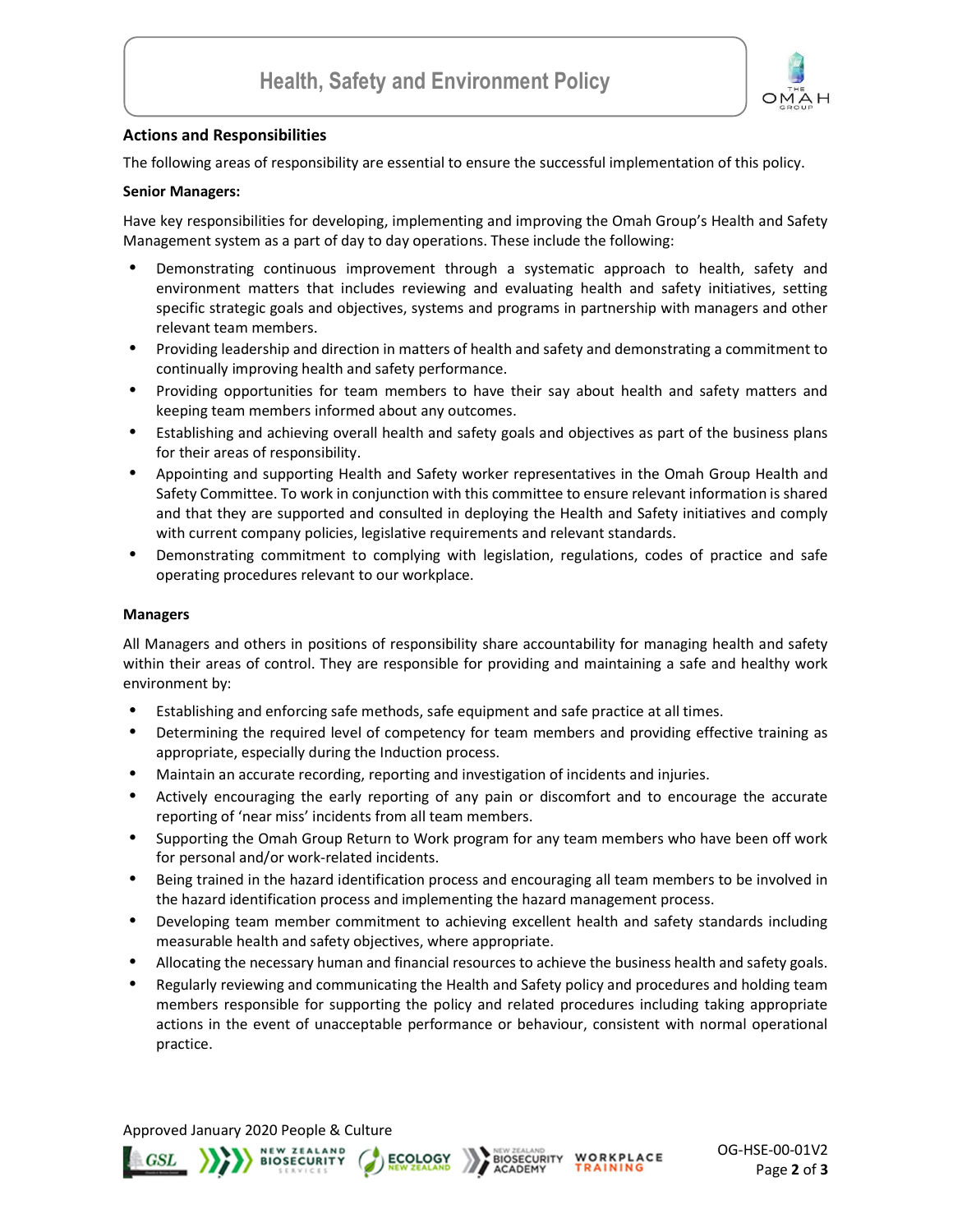## Actions and Responsibilities

The following areas of responsibility are essential to ensure the successful implementation of this policy.

**Senior Managers:**

Have key responsibilities for developing, implementing and improving the Omah Group's Health and Safety Management system as a part of day to day operations. These include the following:

- Demonstrating continuous improvement through a systematic approach to health, safety and environment matters that includes reviewing and evaluating health and safety initiatives, setting specific strategic goals and objectives, systems and programs in partnership with managers and other relevant team members.
- Providing leadership and direction in matters of health and safety and demonstrating a commitment to continually improving health and safety performance.
- Providing opportunities for team members to have their say about health and safety matters and keeping team members informed about any outcomes.
- Establishing and achieving overall health and safety goals and objectives as part of the business plans for their areas of responsibility.
- Appointing and supporting Health and Safety worker representatives in the Omah Group Health and Safety Committee. To work in conjunction with this committee to ensure relevant information is shared and that they are supported and consulted in deploying the Health and Safety initiatives and comply with current company policies, legislative requirements and relevant standards.
- Demonstrating commitment to complying with legislation, regulations, codes of practice and safe operating procedures relevant to our workplace.

**Managers**

All Managers and others in positions of responsibility share accountability for managing health and safety within their areas of control. They are responsible for providing and maintaining a safe and healthy work environment by:

- Establishing and enforcing safe methods, safe equipment and safe practice at all times.
- Determining the required level of competency for team members and providing effective training as appropriate, especially during the Induction process.
- Maintain an accurate recording, reporting and investigation of incidents and injuries.
- Actively encouraging the early reporting of any pain or discomfort and to encourage the accurate reporting of 'near miss' incidents from all team members.
- Supporting the Omah Group Return to Work program for any team members who have been off work for personal and/or work-related incidents.
- Being trained in the hazard identification process and encouraging all team members to be involved in the hazard identification process and implementing the hazard management process.
- Developing team member commitment to achieving excellent health and safety standards including measurable health and safety objectives, where appropriate.
- Allocating the necessary human and financial resources to achieve the business health and safety goals.
- Regularly reviewing and communicating the Health and Safety policy and procedures and holding team members responsible for supporting the policy and related procedures including taking appropriate actions in the event of unacceptable performance or behaviour, consistent with normal operational practice.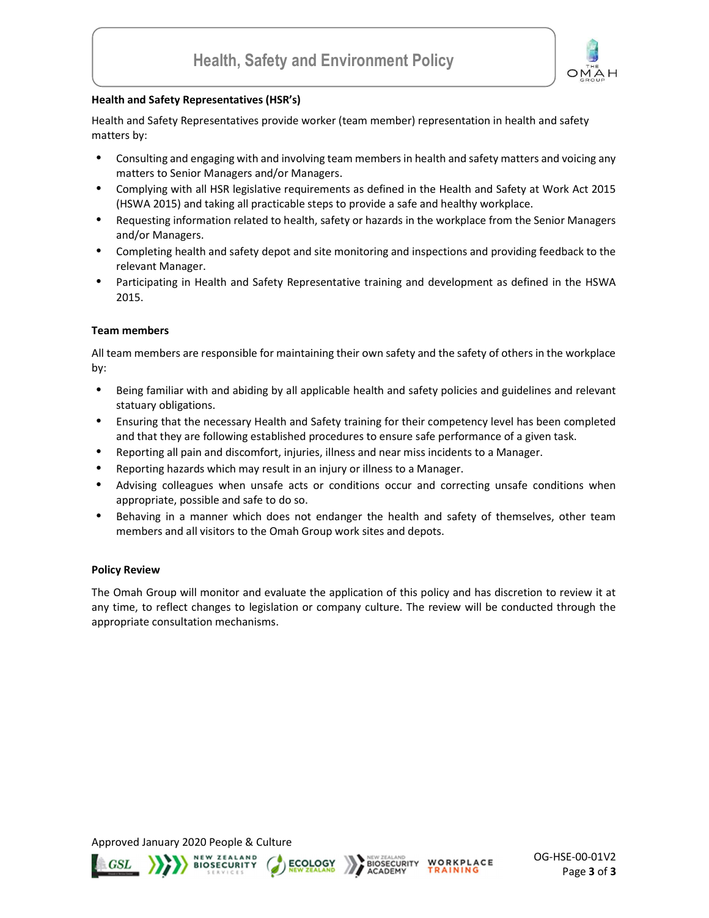**Health and Safety Representatives (HSR's)**

Health and Safety Representatives provide worker (team member) representation in health and safety matters by:

- Consulting and engaging with and involving team members in health and safety matters and voicing any matters to Senior Managers and/or Managers.
- Complying with all HSR legislative requirements as defined in the Health and Safety at Work Act 2015 (HSWA 2015) and taking all practicable steps to provide a safe and healthy workplace.
- Requesting information related to health, safety or hazards in the workplace from the Senior Managers and/or Managers.
- Completing health and safety depot and site monitoring and inspections and providing feedback to the relevant Manager.
- Participating in Health and Safety Representative training and development as defined in the HSWA 2015.

**Team members**

All team members are responsible for maintaining their own safety and the safety of others in the workplace by:

- Being familiar with and abiding by all applicable health and safety policies and guidelines and relevant statuary obligations.
- Ensuring that the necessary Health and Safety training for their competency level has been completed and that they are following established procedures to ensure safe performance of a given task.
- Reporting all pain and discomfort, injuries, illness and near miss incidents to a Manager.
- Reporting hazards which may result in an injury or illness to a Manager.
- Advising colleagues when unsafe acts or conditions occur and correcting unsafe conditions when appropriate, possible and safe to do so.
- Behaving in a manner which does not endanger the health and safety of themselves, other team members and all visitors to the Omah Group work sites and depots.

**Policy Review**

The Omah Group will monitor and evaluate the application of this policy and has discretion to review it at any time, to reflect changes to legislation or company culture. The review will be conducted through the appropriate consultation mechanisms.

Approved January 2020 People & Culture

OG-HSE-00-01V2